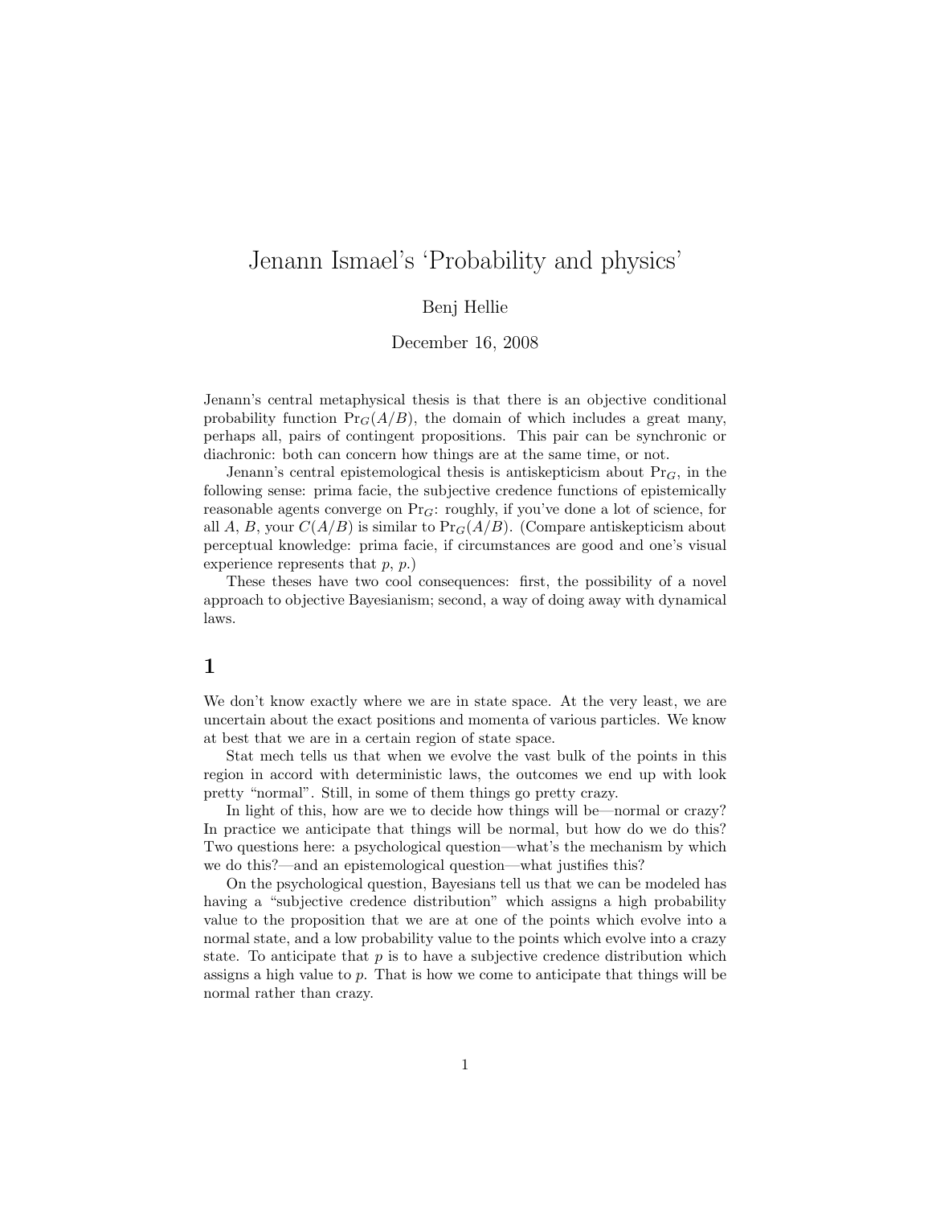# Jenann Ismael's 'Probability and physics'

Benj Hellie

December 16, 2008

Jenann's central metaphysical thesis is that there is an objective conditional probability function $\Pr_G(A/B)$, the domain of which includes a great many, perhaps all, pairs of contingent propositions. This pair can be synchronic or diachronic: both can concern how things are at the same time, or not.

Jenann's central epistemological thesis is antiskepticism about $\Pr_G$, in the following sense: prima facie, the subjective credence functions of epistemically reasonable agents converge on $\Pr_G$: roughly, if you've done a lot of science, for all $A$, $B$, your $C(A/B)$ is similar to $\Pr_G(A/B)$. (Compare antiskepticism about perceptual knowledge: prima facie, if circumstances are good and one's visual experience represents that $p$, $p$.)

These theses have two cool consequences: first, the possibility of a novel approach to objective Bayesianism; second, a way of doing away with dynamical laws.

## 1

We don't know exactly where we are in state space. At the very least, we are uncertain about the exact positions and momenta of various particles. We know at best that we are in a certain region of state space.

Stat mech tells us that when we evolve the vast bulk of the points in this region in accord with deterministic laws, the outcomes we end up with look pretty "normal". Still, in some of them things go pretty crazy.

In light of this, how are we to decide how things will be—normal or crazy? In practice we anticipate that things will be normal, but how do we do this? Two questions here: a psychological question—what's the mechanism by which we do this?—and an epistemological question—what justifies this?

On the psychological question, Bayesians tell us that we can be modeled has having a "subjective credence distribution" which assigns a high probability value to the proposition that we are at one of the points which evolve into a normal state, and a low probability value to the points which evolve into a crazy state. To anticipate that $p$ is to have a subjective credence distribution which assigns a high value to $p$. That is how we come to anticipate that things will be normal rather than crazy.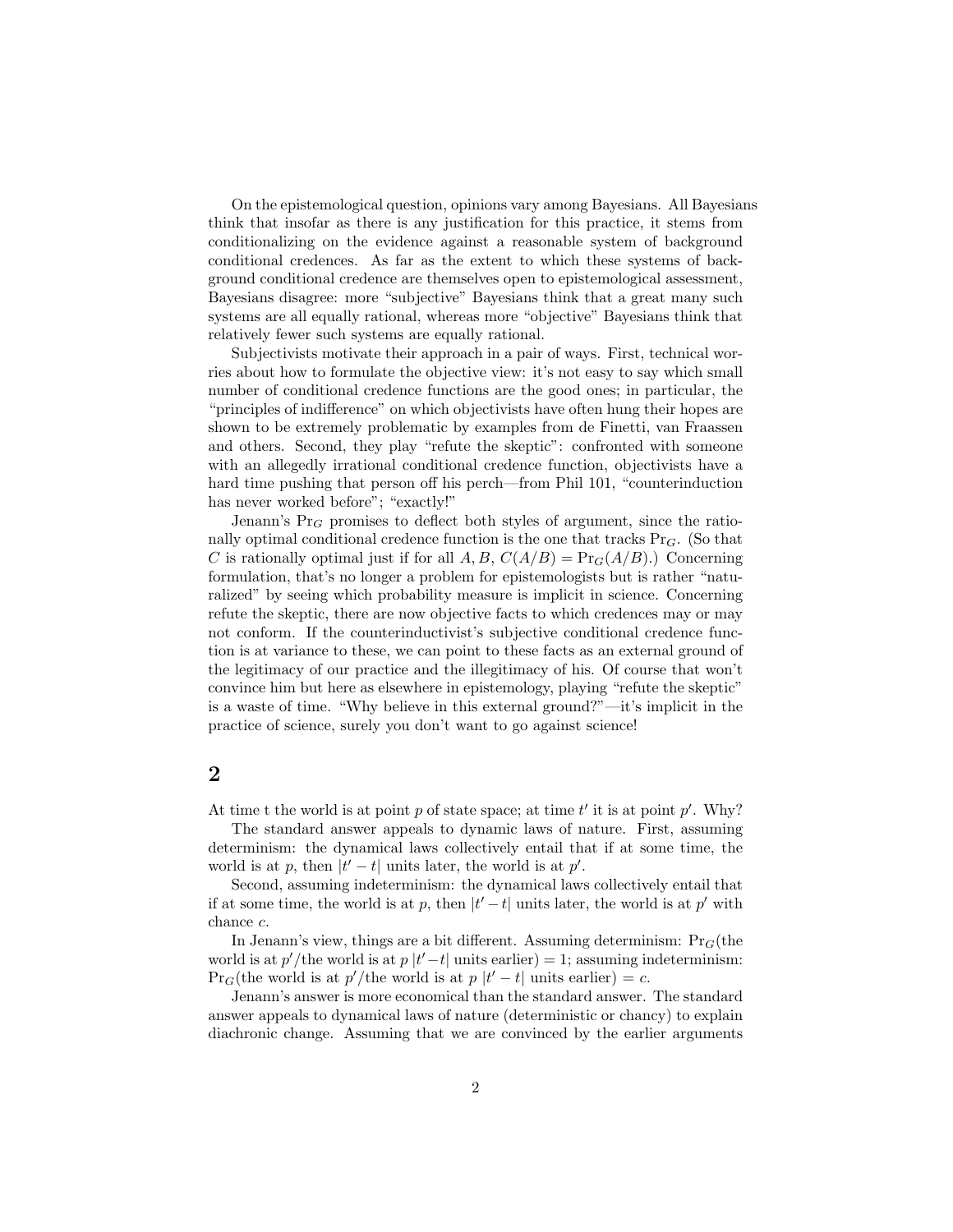On the epistemological question, opinions vary among Bayesians. All Bayesians think that insofar as there is any justification for this practice, it stems from conditionalizing on the evidence against a reasonable system of background conditional credences. As far as the extent to which these systems of background conditional credence are themselves open to epistemological assessment, Bayesians disagree: more "subjective" Bayesians think that a great many such systems are all equally rational, whereas more "objective" Bayesians think that relatively fewer such systems are equally rational.

Subjectivists motivate their approach in a pair of ways. First, technical worries about how to formulate the objective view: it's not easy to say which small number of conditional credence functions are the good ones; in particular, the "principles of indifference" on which objectivists have often hung their hopes are shown to be extremely problematic by examples from de Finetti, van Fraassen and others. Second, they play "refute the skeptic": confronted with someone with an allegedly irrational conditional credence function, objectivists have a hard time pushing that person off his perch—from Phil 101, "counterinduction has never worked before"; "exactly!"

Jenann's $\mathrm{Pr}_G$ promises to deflect both styles of argument, since the rationally optimal conditional credence function is the one that tracks $\mathrm{Pr}_G$. (So that $C$ is rationally optimal just if for all $A, B$, $C(A/B) = \mathrm{Pr}_G(A/B)$.) Concerning formulation, that's no longer a problem for epistemologists but is rather "naturalized" by seeing which probability measure is implicit in science. Concerning refute the skeptic, there are now objective facts to which credences may or may not conform. If the counterinductivist's subjective conditional credence function is at variance to these, we can point to these facts as an external ground of the legitimacy of our practice and the illegitimacy of his. Of course that won't convince him but here as elsewhere in epistemology, playing "refute the skeptic" is a waste of time. "Why believe in this external ground?"—it's implicit in the practice of science, surely you don't want to go against science!

## 2

At time t the world is at point $p$ of state space; at time $t'$ it is at point $p'$. Why?

The standard answer appeals to dynamic laws of nature. First, assuming determinism: the dynamical laws collectively entail that if at some time, the world is at $p$, then $|t' - t|$ units later, the world is at $p'$.

Second, assuming indeterminism: the dynamical laws collectively entail that if at some time, the world is at $p$, then $|t' - t|$ units later, the world is at $p'$ with chance $c$.

In Jenann's view, things are a bit different. Assuming determinism: $\mathrm{Pr}_G$(the world is at $p'$/the world is at $p$ $|t'-t|$ units earlier) = 1; assuming indeterminism: $\mathrm{Pr}_G$(the world is at $p'$/the world is at $p$ $|t'-t|$ units earlier) = $c$.

Jenann's answer is more economical than the standard answer. The standard answer appeals to dynamical laws of nature (deterministic or chancy) to explain diachronic change. Assuming that we are convinced by the earlier arguments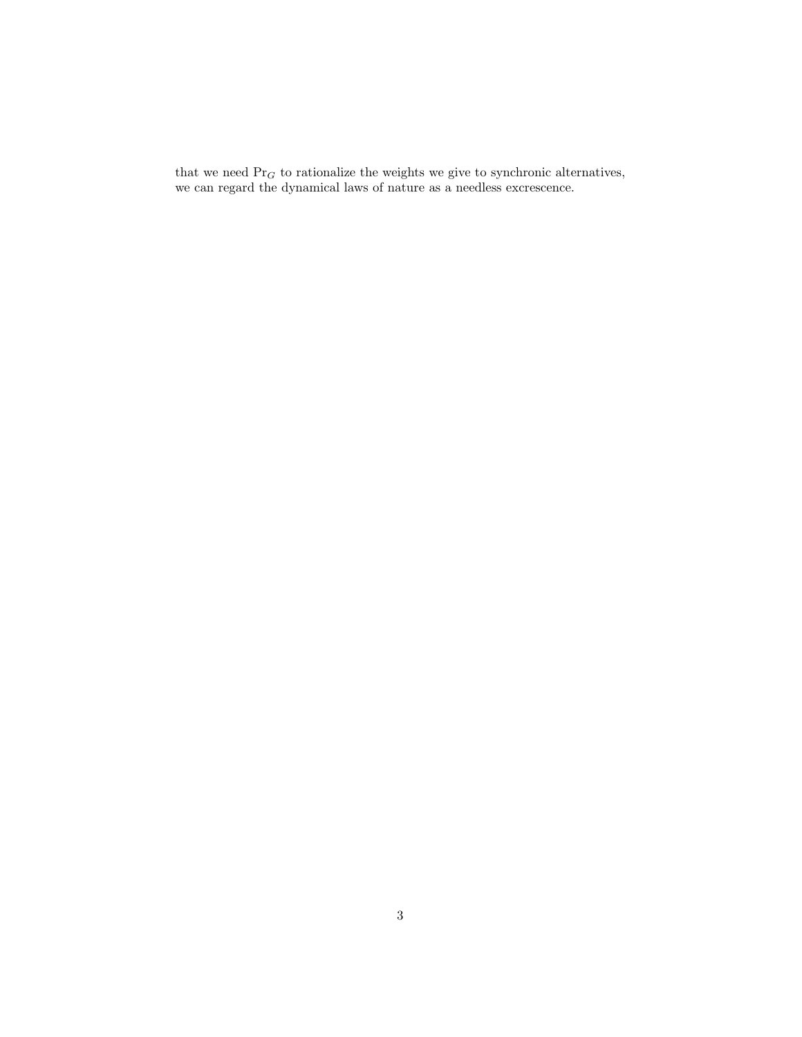that we need $\mathrm{Pr}_G$ to rationalize the weights we give to synchronic alternatives, we can regard the dynamical laws of nature as a needless excrescence.